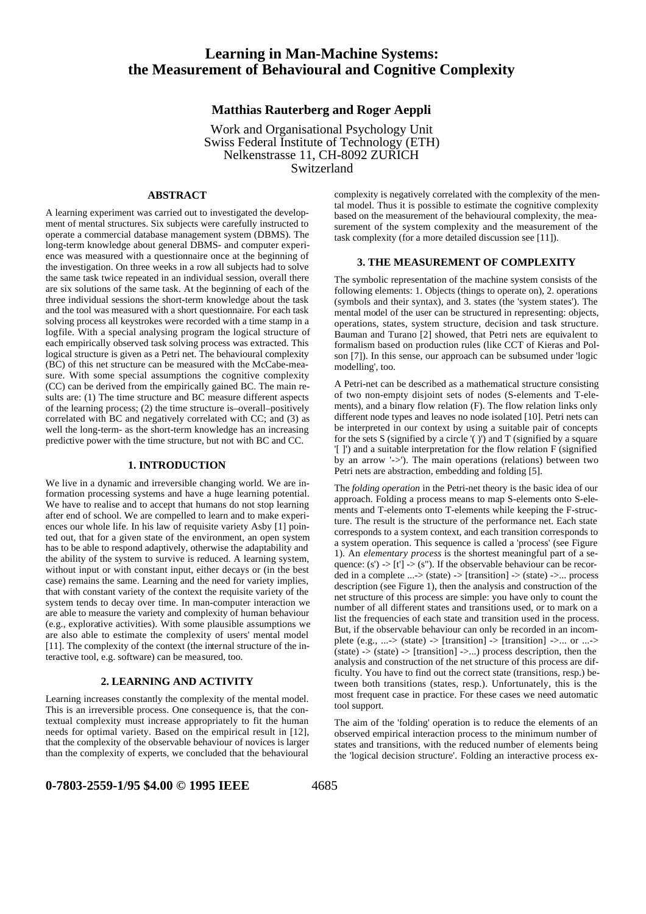# Learning in Man-Machine Systems: the Measurement of Behavioural and Cognitive Complexity

**Matthias Rauterberg and Roger Aeppli**

Work and Organisational Psychology Unit
Swiss Federal Institute of Technology (ETH)
Nelkenstrasse 11, CH-8092 ZURICH
Switzerland

## ABSTRACT

A learning experiment was carried out to investigated the development of mental structures. Six subjects were carefully instructed to operate a commercial database management system (DBMS). The long-term knowledge about general DBMS- and computer experience was measured with a questionnaire once at the beginning of the investigation. On three weeks in a row all subjects had to solve the same task twice repeated in an individual session, overall there are six solutions of the same task. At the beginning of each of the three individual sessions the short-term knowledge about the task and the tool was measured with a short questionnaire. For each task solving process all keystrokes were recorded with a time stamp in a logfile. With a special analysing program the logical structure of each empirically observed task solving process was extracted. This logical structure is given as a Petri net. The behavioural complexity (BC) of this net structure can be measured with the McCabe-measure. With some special assumptions the cognitive complexity (CC) can be derived from the empirically gained BC. The main results are: (1) The time structure and BC measure different aspects of the learning process; (2) the time structure is–overall–positively correlated with BC and negatively correlated with CC; and (3) as well the long-term- as the short-term knowledge has an increasing predictive power with the time structure, but not with BC and CC.

## 1. INTRODUCTION

We live in a dynamic and irreversible changing world. We are information processing systems and have a huge learning potential. We have to realise and to accept that humans do not stop learning after end of school. We are compelled to learn and to make experiences our whole life. In his law of requisite variety Asby [1] pointed out, that for a given state of the environment, an open system has to be able to respond adaptively, otherwise the adaptability and the ability of the system to survive is reduced. A learning system, without input or with constant input, either decays or (in the best case) remains the same. Learning and the need for variety implies, that with constant variety of the context the requisite variety of the system tends to decay over time. In man-computer interaction we are able to measure the variety and complexity of human behaviour (e.g., explorative activities). With some plausible assumptions we are also able to estimate the complexity of users' mental model [11]. The complexity of the context (the internal structure of the interactive tool, e.g. software) can be measured, too.

## 2. LEARNING AND ACTIVITY

Learning increases constantly the complexity of the mental model. This is an irreversible process. One consequence is, that the contextual complexity must increase appropriately to fit the human needs for optimal variety. Based on the empirical result in [12], that the complexity of the observable behaviour of novices is larger than the complexity of experts, we concluded that the behavioural complexity is negatively correlated with the complexity of the mental model. Thus it is possible to estimate the cognitive complexity based on the measurement of the behavioural complexity, the measurement of the system complexity and the measurement of the task complexity (for a more detailed discussion see [11]).

## 3. THE MEASUREMENT OF COMPLEXITY

The symbolic representation of the machine system consists of the following elements: 1. Objects (things to operate on), 2. operations (symbols and their syntax), and 3. states (the 'system states'). The mental model of the user can be structured in representing: objects, operations, states, system structure, decision and task structure. Bauman and Turano [2] showed, that Petri nets are equivalent to formalism based on production rules (like CCT of Kieras and Polson [7]). In this sense, our approach can be subsumed under 'logic modelling', too.

A Petri-net can be described as a mathematical structure consisting of two non-empty disjoint sets of nodes (S-elements and T-elements), and a binary flow relation (F). The flow relation links only different node types and leaves no node isolated [10]. Petri nets can be interpreted in our context by using a suitable pair of concepts for the sets S (signified by a circle '( )') and T (signified by a square '[ ]') and a suitable interpretation for the flow relation F (signified by an arrow '->'). The main operations (relations) between two Petri nets are abstraction, embedding and folding [5].

The *folding operation* in the Petri-net theory is the basic idea of our approach. Folding a process means to map S-elements onto S-elements and T-elements onto T-elements while keeping the F-structure. The result is the structure of the performance net. Each state corresponds to a system context, and each transition corresponds to a system operation. This sequence is called a 'process' (see Figure 1). An *elementary process* is the shortest meaningful part of a sequence: (s') -> [t'] -> (s"). If the observable behaviour can be recorded in a complete ...-> (state) -> [transition] -> (state) ->... process description (see Figure 1), then the analysis and construction of the net structure of this process are simple: you have only to count the number of all different states and transitions used, or to mark on a list the frequencies of each state and transition used in the process. But, if the observable behaviour can only be recorded in an incomplete (e.g., ...-> (state) -> [transition] -> [transition] ->... or ...-> (state) -> (state) -> [transition] ->...) process description, then the analysis and construction of the net structure of this process are difficulty. You have to find out the correct state (transitions, resp.) between both transitions (states, resp.). Unfortunately, this is the most frequent case in practice. For these cases we need automatic tool support.

The aim of the 'folding' operation is to reduce the elements of an observed empirical interaction process to the minimum number of states and transitions, with the reduced number of elements being the 'logical decision structure'. Folding an interactive process ex-

**0-7803-2559-1/95 $4.00 © 1995 IEEE**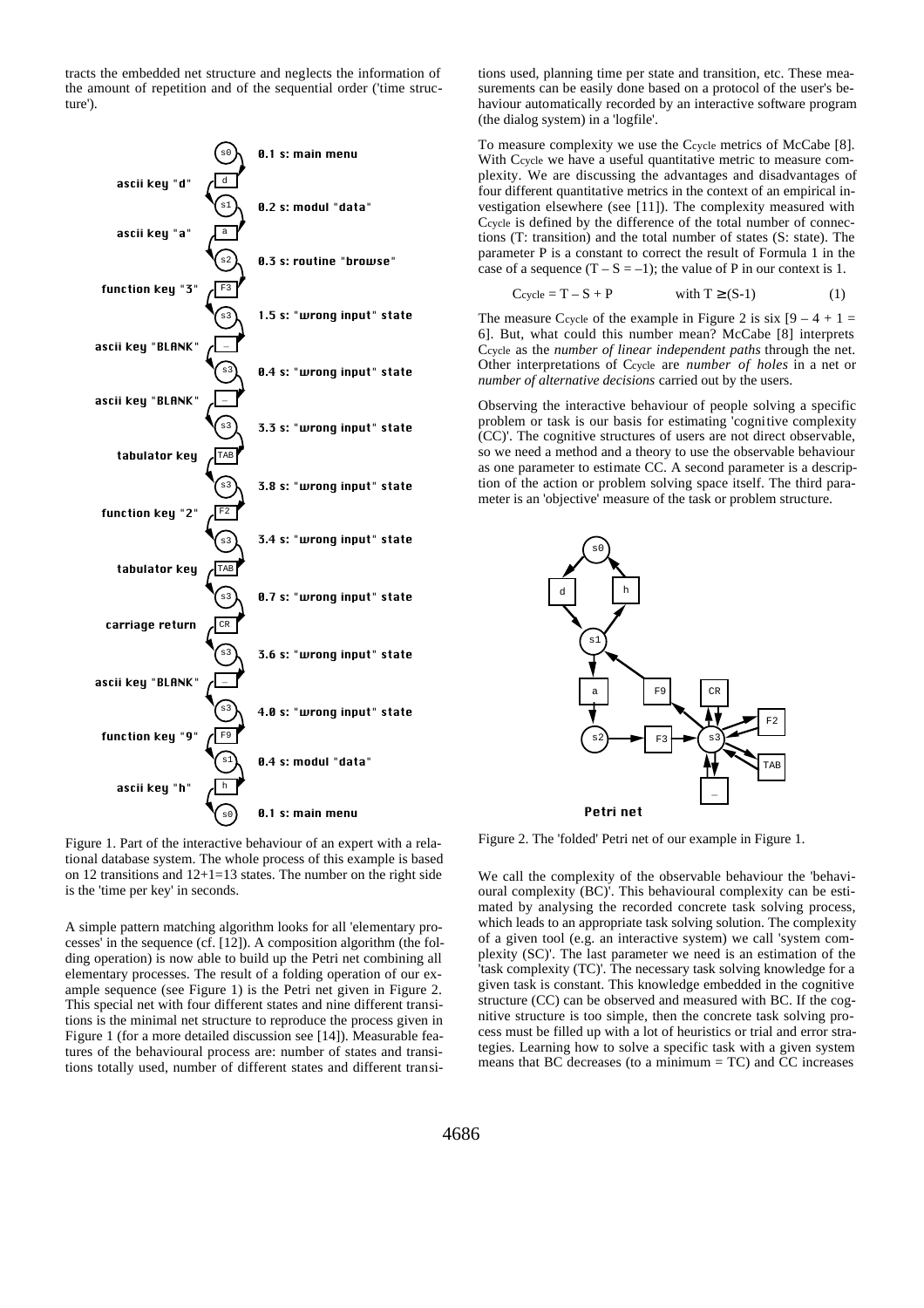tracts the embedded net structure and neglects the information of the amount of repetition and of the sequential order ('time structure').

Figure 1. Part of the interactive behaviour of an expert with a relational database system. The whole process of this example is based on 12 transitions and 12+1=13 states. The number on the right side is the 'time per key' in seconds.

A simple pattern matching algorithm looks for all 'elementary processes' in the sequence (cf. [12]). A composition algorithm (the folding operation) is now able to build up the Petri net combining all elementary processes. The result of a folding operation of our example sequence (see Figure 1) is the Petri net given in Figure 2. This special net with four different states and nine different transitions is the minimal net structure to reproduce the process given in Figure 1 (for a more detailed discussion see [14]). Measurable features of the behavioural process are: number of states and transitions totally used, number of different states and different transitions used, planning time per state and transition, etc. These measurements can be easily done based on a protocol of the user's behaviour automatically recorded by an interactive software program (the dialog system) in a 'logfile'.

To measure complexity we use the $C_{cycle}$ metrics of McCabe [8]. With $C_{cycle}$ we have a useful quantitative metric to measure complexity. We are discussing the advantages and disadvantages of four different quantitative metrics in the context of an empirical investigation elsewhere (see [11]). The complexity measured with $C_{cycle}$ is defined by the difference of the total number of connections (T: transition) and the total number of states (S: state). The parameter P is a constant to correct the result of Formula 1 in the case of a sequence ($T - S = -1$); the value of P in our context is 1.

$$C_{cycle} = T - S + P \qquad \text{with } T \geq (S-1) \qquad (1)$$

The measure $C_{cycle}$ of the example in Figure 2 is six [$9 - 4 + 1 = 6$]. But, what could this number mean? McCabe [8] interprets $C_{cycle}$ as the *number of linear independent paths* through the net. Other interpretations of $C_{cycle}$ are *number of holes* in a net or *number of alternative decisions* carried out by the users.

Observing the interactive behaviour of people solving a specific problem or task is our basis for estimating 'cognitive complexity (CC)'. The cognitive structures of users are not direct observable, so we need a method and a theory to use the observable behaviour as one parameter to estimate CC. A second parameter is a description of the action or problem solving space itself. The third parameter is an 'objective' measure of the task or problem structure.

Figure 2. The 'folded' Petri net of our example in Figure 1.

We call the complexity of the observable behaviour the 'behavioural complexity (BC)'. This behavioural complexity can be estimated by analysing the recorded concrete task solving process, which leads to an appropriate task solving solution. The complexity of a given tool (e.g. an interactive system) we call 'system complexity (SC)'. The last parameter we need is an estimation of the 'task complexity (TC)'. The necessary task solving knowledge for a given task is constant. This knowledge embedded in the cognitive structure (CC) can be observed and measured with BC. If the cognitive structure is too simple, then the concrete task solving process must be filled up with a lot of heuristics or trial and error strategies. Learning how to solve a specific task with a given system means that BC decreases (to a minimum = TC) and CC increases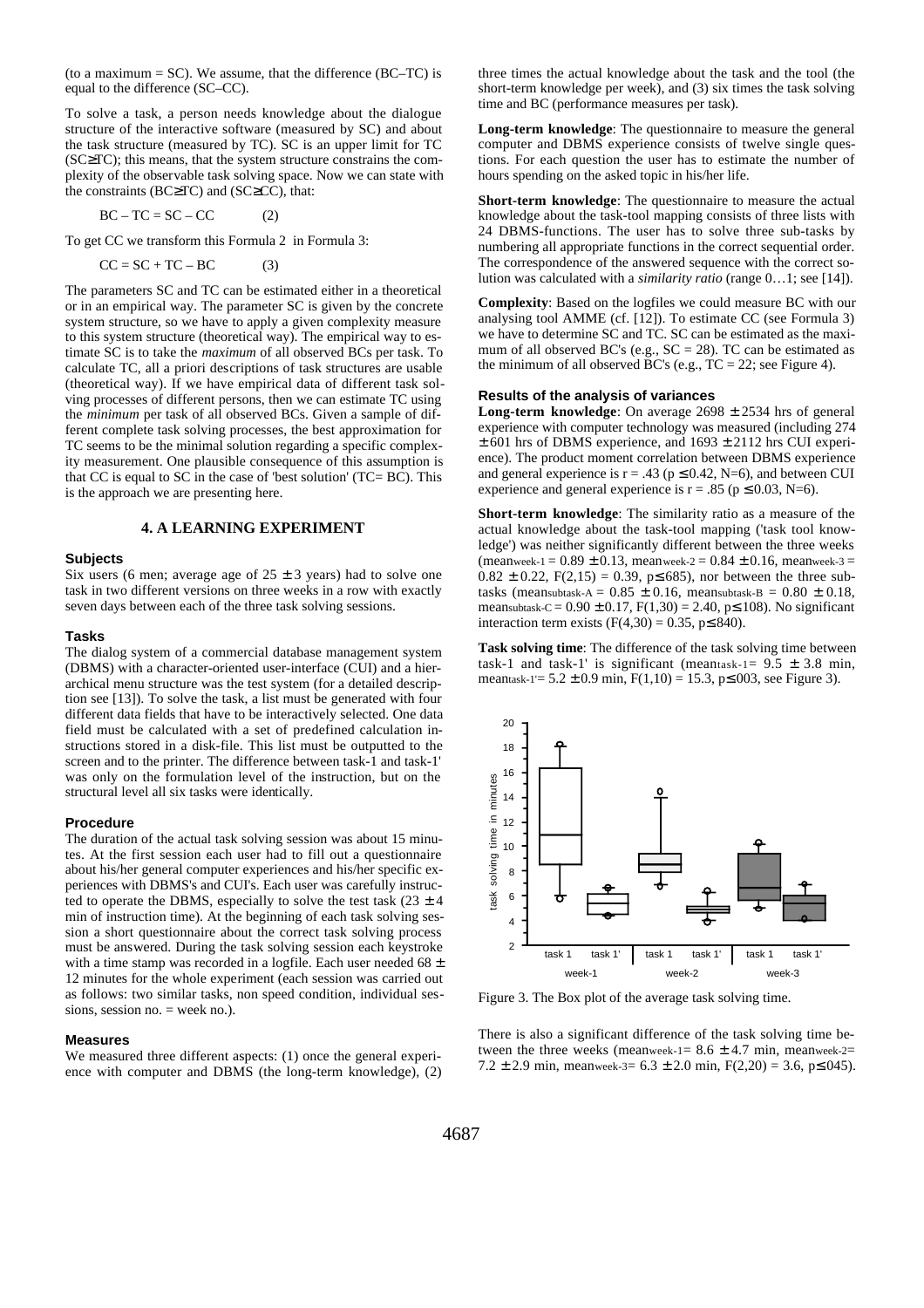(to a maximum = SC). We assume, that the difference (BC–TC) is equal to the difference (SC–CC).

To solve a task, a person needs knowledge about the dialogue structure of the interactive software (measured by SC) and about the task structure (measured by TC). SC is an upper limit for TC (SC≥TC); this means, that the system structure constrains the complexity of the observable task solving space. Now we can state with the constraints (BC≥TC) and (SC≥CC), that:

$$BC - TC = SC - CC \qquad (2)$$

To get CC we transform this Formula 2 in Formula 3:

$$CC = SC + TC - BC \qquad (3)$$

The parameters SC and TC can be estimated either in a theoretical or in an empirical way. The parameter SC is given by the concrete system structure, so we have to apply a given complexity measure to this system structure (theoretical way). The empirical way to estimate SC is to take the *maximum* of all observed BCs per task. To calculate TC, all a priori descriptions of task structures are usable (theoretical way). If we have empirical data of different task solving processes of different persons, then we can estimate TC using the *minimum* per task of all observed BCs. Given a sample of different complete task solving processes, the best approximation for TC seems to be the minimal solution regarding a specific complexity measurement. One plausible consequence of this assumption is that CC is equal to SC in the case of 'best solution' (TC= BC). This is the approach we are presenting here.

## 4. A LEARNING EXPERIMENT

### Subjects

Six users (6 men; average age of 25 ± 3 years) had to solve one task in two different versions on three weeks in a row with exactly seven days between each of the three task solving sessions.

### Tasks

The dialog system of a commercial database management system (DBMS) with a character-oriented user-interface (CUI) and a hierarchical menu structure was the test system (for a detailed description see [13]). To solve the task, a list must be generated with four different data fields that have to be interactively selected. One data field must be calculated with a set of predefined calculation instructions stored in a disk-file. This list must be outputted to the screen and to the printer. The difference between task-1 and task-1' was only on the formulation level of the instruction, but on the structural level all six tasks were identically.

### Procedure

The duration of the actual task solving session was about 15 minutes. At the first session each user had to fill out a questionnaire about his/her general computer experiences and his/her specific experiences with DBMS's and CUI's. Each user was carefully instructed to operate the DBMS, especially to solve the test task (23 ± 4 min of instruction time). At the beginning of each task solving session a short questionnaire about the correct task solving process must be answered. During the task solving session each keystroke with a time stamp was recorded in a logfile. Each user needed 68 ± 12 minutes for the whole experiment (each session was carried out as follows: two similar tasks, non speed condition, individual sessions, session no. = week no.).

### Measures

We measured three different aspects: (1) once the general experience with computer and DBMS (the long-term knowledge), (2) three times the actual knowledge about the task and the tool (the short-term knowledge per week), and (3) six times the task solving time and BC (performance measures per task).

**Long-term knowledge**: The questionnaire to measure the general computer and DBMS experience consists of twelve single questions. For each question the user has to estimate the number of hours spending on the asked topic in his/her life.

**Short-term knowledge**: The questionnaire to measure the actual knowledge about the task-tool mapping consists of three lists with 24 DBMS-functions. The user has to solve three sub-tasks by numbering all appropriate functions in the correct sequential order. The correspondence of the answered sequence with the correct solution was calculated with a *similarity ratio* (range 0…1; see [14]).

**Complexity**: Based on the logfiles we could measure BC with our analysing tool AMME (cf. [12]). To estimate CC (see Formula 3) we have to determine SC and TC. SC can be estimated as the maximum of all observed BC's (e.g., SC = 28). TC can be estimated as the minimum of all observed BC's (e.g., TC = 22; see Figure 4).

### Results of the analysis of variances

**Long-term knowledge**: On average 2698 ± 2534 hrs of general experience with computer technology was measured (including 274 ± 601 hrs of DBMS experience, and 1693 ± 2112 hrs CUI experience). The product moment correlation between DBMS experience and general experience is $r = .43$ ($p \le 0.42$, N=6), and between CUI experience and general experience is $r = .85$ ($p \le 0.03$, N=6).

**Short-term knowledge**: The similarity ratio as a measure of the actual knowledge about the task-tool mapping ('task tool knowledge') was neither significantly different between the three weeks ($mean_{week-1} = 0.89 \pm 0.13$, $mean_{week-2} = 0.84 \pm 0.16$, $mean_{week-3} = 0.82 \pm 0.22$, $F(2,15) = 0.39$, $p \le 685$), nor between the three subtasks ($mean_{subtask-A} = 0.85 \pm 0.16$, $mean_{subtask-B} = 0.80 \pm 0.18$, $mean_{subtask-C} = 0.90 \pm 0.17$, $F(1,30) = 2.40$, $p \le 108$). No significant interaction term exists ($F(4,30) = 0.35$, $p \le 840$).

**Task solving time**: The difference of the task solving time between task-1 and task-1' is significant ($mean_{task-1} = 9.5 \pm 3.8$ min, $mean_{task-1'} = 5.2 \pm 0.9$ min, $F(1,10) = 15.3$, $p \le 003$, see Figure 3).

Figure 3. The Box plot of the average task solving time.

There is also a significant difference of the task solving time between the three weeks ($mean_{week-1} = 8.6 \pm 4.7$ min, $mean_{week-2} = 7.2 \pm 2.9$ min, $mean_{week-3} = 6.3 \pm 2.0$ min, $F(2,20) = 3.6$, $p \le 045$).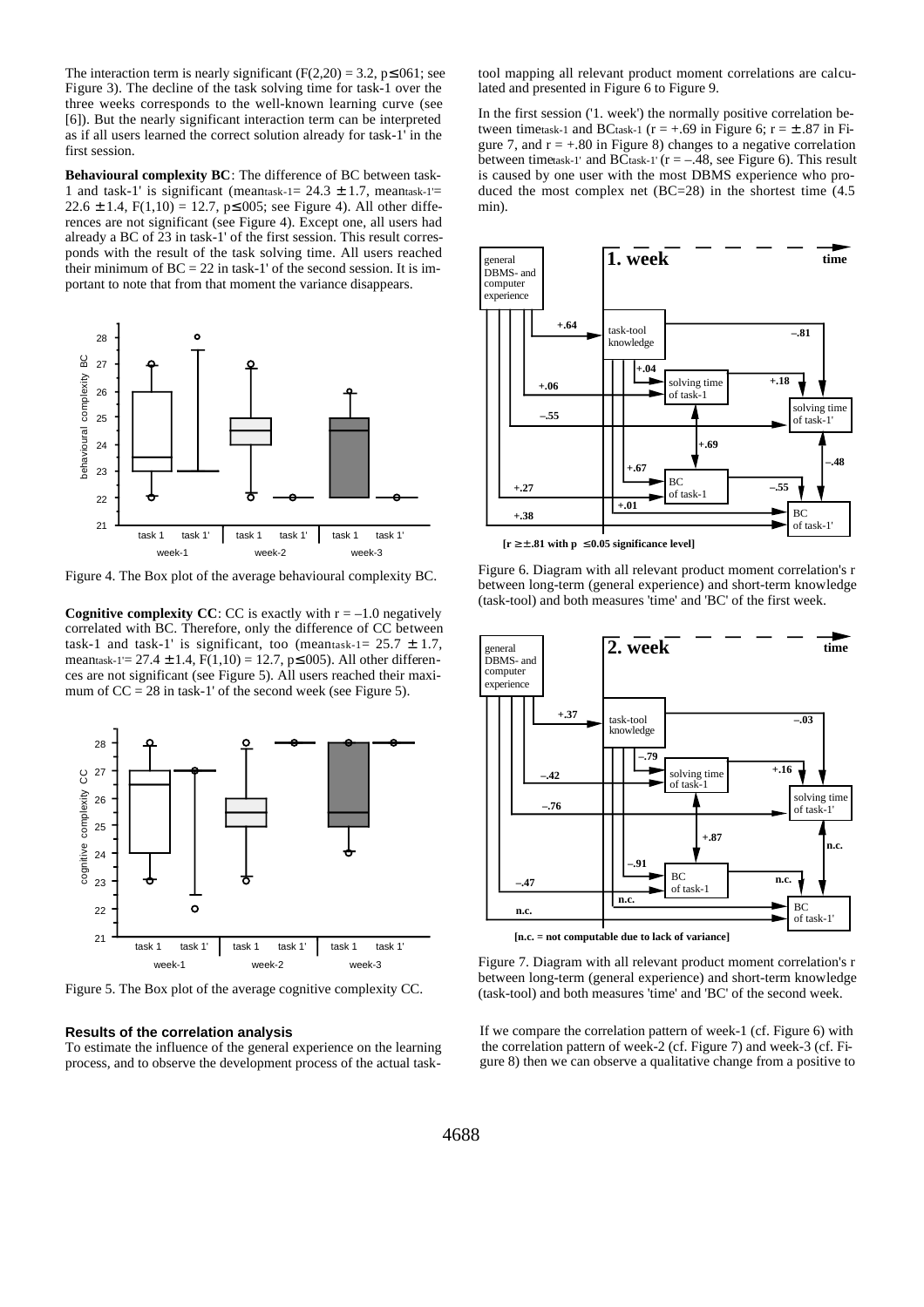The interaction term is nearly significant ($F(2,20) = 3.2$, $p \leq .061$; see Figure 3). The decline of the task solving time for task-1 over the three weeks corresponds to the well-known learning curve (see [6]). But the nearly significant interaction term can be interpreted as if all users learned the correct solution already for task-1' in the first session.

**Behavioural complexity BC**: The difference of BC between task-1 and task-1' is significant ($mean_{task-1} = 24.3 \pm 1.7$, $mean_{task-1'} = 22.6 \pm 1.4$, $F(1,10) = 12.7$, $p \leq .005$; see Figure 4). All other differences are not significant (see Figure 4). Except one, all users had already a BC of 23 in task-1' of the first session. This result corresponds with the result of the task solving time. All users reached their minimum of BC = 22 in task-1' of the second session. It is important to note that from that moment the variance disappears.

Figure 4. The Box plot of the average behavioural complexity BC.

**Cognitive complexity CC**: CC is exactly with $r = -1.0$ negatively correlated with BC. Therefore, only the difference of CC between task-1 and task-1' is significant, too ($mean_{task-1} = 25.7 \pm 1.7$, $mean_{task-1'} = 27.4 \pm 1.4$, $F(1,10) = 12.7$, $p \leq .005$). All other differences are not significant (see Figure 5). All users reached their maximum of CC = 28 in task-1' of the second week (see Figure 5).

Figure 5. The Box plot of the average cognitive complexity CC.

### Results of the correlation analysis

To estimate the influence of the general experience on the learning process, and to observe the development process of the actual task-tool mapping all relevant product moment correlations are calculated and presented in Figure 6 to Figure 9.

In the first session ('1. week') the normally positive correlation between $time_{task-1}$ and $BC_{task-1}$ ($r = +.69$ in Figure 6; $r = \pm .87$ in Figure 7, and $r = +.80$ in Figure 8) changes to a negative correlation between $time_{task-1'}$ and $BC_{task-1'}$ ($r = -.48$, see Figure 6). This result is caused by one user with the most DBMS experience who produced the most complex net (BC=28) in the shortest time (4.5 min).

Figure 6. Diagram with all relevant product moment correlation's r between long-term (general experience) and short-term knowledge (task-tool) and both measures 'time' and 'BC' of the first week.

Figure 7. Diagram with all relevant product moment correlation's r between long-term (general experience) and short-term knowledge (task-tool) and both measures 'time' and 'BC' of the second week.

If we compare the correlation pattern of week-1 (cf. Figure 6) with the correlation pattern of week-2 (cf. Figure 7) and week-3 (cf. Figure 8) then we can observe a qualitative change from a positive to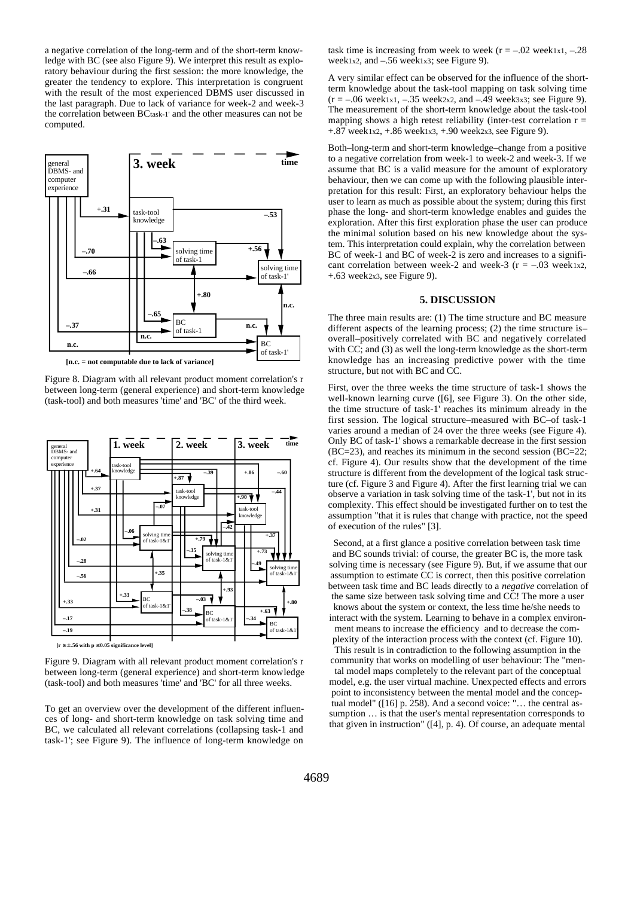a negative correlation of the long-term and of the short-term knowledge with BC (see also Figure 9). We interpret this result as exploratory behaviour during the first session: the more knowledge, the greater the tendency to explore. This interpretation is congruent with the result of the most experienced DBMS user discussed in the last paragraph. Due to lack of variance for week-2 and week-3 the correlation between $BC_{task-1'}$ and the other measures can not be computed.

Figure 8. Diagram with all relevant product moment correlation's r between long-term (general experience) and short-term knowledge (task-tool) and both measures 'time' and 'BC' of the third week.

Figure 9. Diagram with all relevant product moment correlation's r between long-term (general experience) and short-term knowledge (task-tool) and both measures 'time' and 'BC' for all three weeks.

To get an overview over the development of the different influences of long- and short-term knowledge on task solving time and BC, we calculated all relevant correlations (collapsing task-1 and task-1'; see Figure 9). The influence of long-term knowledge on task time is increasing from week to week (r = –.02 week1x1, –.28 week1x2, and –.56 week1x3; see Figure 9).

A very similar effect can be observed for the influence of the short-term knowledge about the task-tool mapping on task solving time (r = –.06 week1x1, –.35 week2x2, and –.49 week3x3; see Figure 9). The measurement of the short-term knowledge about the task-tool mapping shows a high retest reliability (inter-test correlation r = +.87 week1x2, +.86 week1x3, +.90 week2x3, see Figure 9).

Both–long-term and short-term knowledge–change from a positive to a negative correlation from week-1 to week-2 and week-3. If we assume that BC is a valid measure for the amount of exploratory behaviour, then we can come up with the following plausible interpretation for this result: First, an exploratory behaviour helps the user to learn as much as possible about the system; during this first phase the long- and short-term knowledge enables and guides the exploration. After this first exploration phase the user can produce the minimal solution based on his new knowledge about the system. This interpretation could explain, why the correlation between BC of week-1 and BC of week-2 is zero and increases to a significant correlation between week-2 and week-3 (r = –.03 week1x2, +.63 week2x3, see Figure 9).

## 5. DISCUSSION

The three main results are: (1) The time structure and BC measure different aspects of the learning process; (2) the time structure is–overall–positively correlated with BC and negatively correlated with CC; and (3) as well the long-term knowledge as the short-term knowledge has an increasing predictive power with the time structure, but not with BC and CC.

First, over the three weeks the time structure of task-1 shows the well-known learning curve ([6], see Figure 3). On the other side, the time structure of task-1' reaches its minimum already in the first session. The logical structure–measured with BC–of task-1 varies around a median of 24 over the three weeks (see Figure 4). Only BC of task-1' shows a remarkable decrease in the first session (BC=23), and reaches its minimum in the second session (BC=22; cf. Figure 4). Our results show that the development of the time structure is different from the development of the logical task structure (cf. Figure 3 and Figure 4). After the first learning trial we can observe a variation in task solving time of the task-1', but not in its complexity. This effect should be investigated further on to test the assumption "that it is rules that change with practice, not the speed of execution of the rules" [3].

Second, at a first glance a positive correlation between task time and BC sounds trivial: of course, the greater BC is, the more task solving time is necessary (see Figure 9). But, if we assume that our assumption to estimate CC is correct, then this positive correlation between task time and BC leads directly to a *negative* correlation of the same size between task solving time and CC! The more a user knows about the system or context, the less time he/she needs to interact with the system. Learning to behave in a complex environment means to increase the efficiency and to decrease the complexity of the interaction process with the context (cf. Figure 10). This result is in contradiction to the following assumption in the community that works on modelling of user behaviour: The "mental model maps completely to the relevant part of the conceptual model, e.g. the user virtual machine. Unexpected effects and errors point to inconsistency between the mental model and the conceptual model" ([16] p. 258). And a second voice: "… the central assumption … is that the user's mental representation corresponds to that given in instruction" ([4], p. 4). Of course, an adequate mental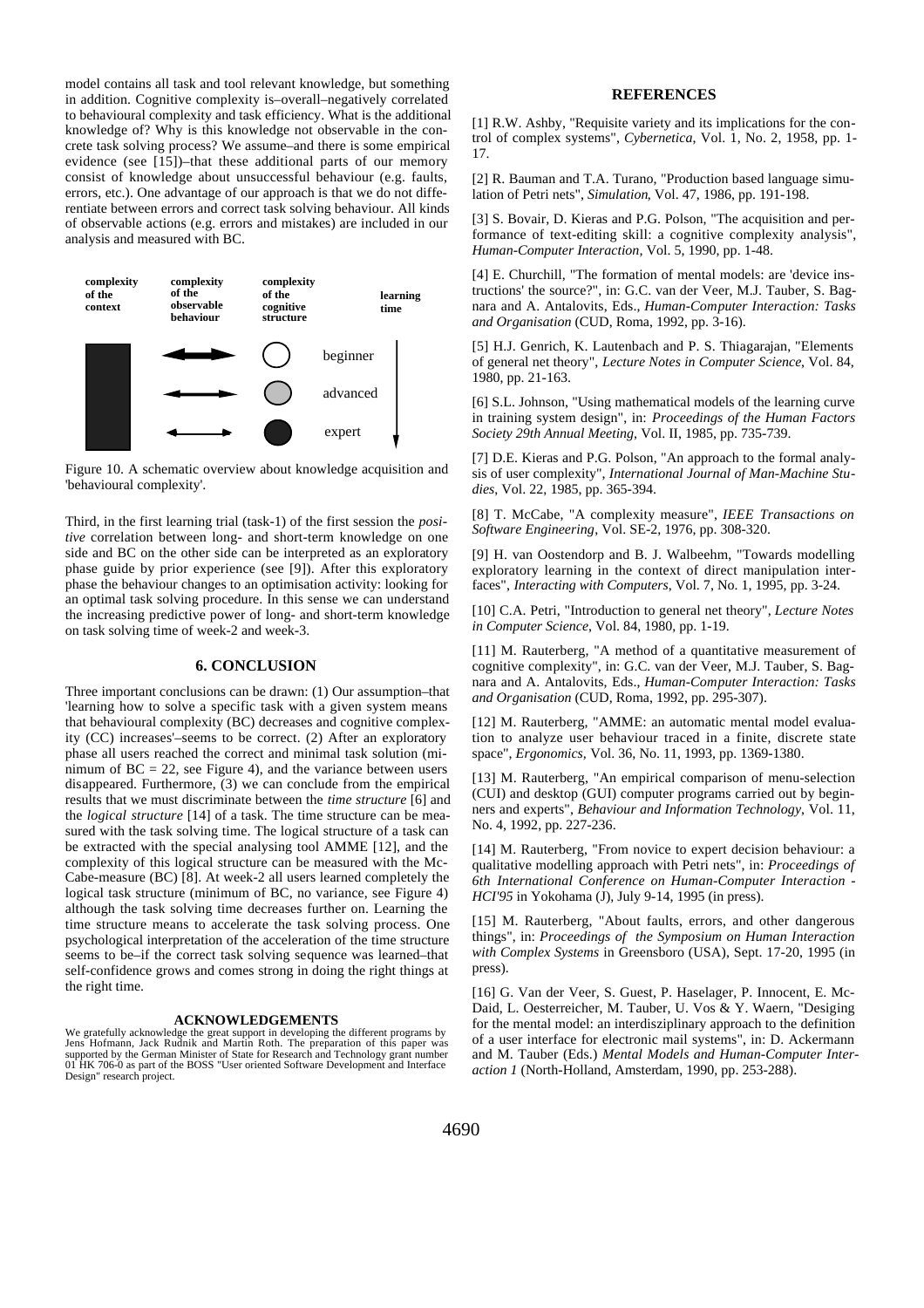model contains all task and tool relevant knowledge, but something in addition. Cognitive complexity is–overall–negatively correlated to behavioural complexity and task efficiency. What is the additional knowledge of? Why is this knowledge not observable in the concrete task solving process? We assume–and there is some empirical evidence (see [15])–that these additional parts of our memory consist of knowledge about unsuccessful behaviour (e.g. faults, errors, etc.). One advantage of our approach is that we do not differentiate between errors and correct task solving behaviour. All kinds of observable actions (e.g. errors and mistakes) are included in our analysis and measured with BC.

| complexity of the context | complexity of the observable behaviour | complexity of the cognitive structure | | learning time |
|---|---|---|---|---|
| | | | beginner | |
| | | | advanced | |
| | | | expert | |

Figure 10. A schematic overview about knowledge acquisition and 'behavioural complexity'.

Third, in the first learning trial (task-1) of the first session the *positive* correlation between long- and short-term knowledge on one side and BC on the other side can be interpreted as an exploratory phase guide by prior experience (see [9]). After this exploratory phase the behaviour changes to an optimisation activity: looking for an optimal task solving procedure. In this sense we can understand the increasing predictive power of long- and short-term knowledge on task solving time of week-2 and week-3.

## 6. CONCLUSION

Three important conclusions can be drawn: (1) Our assumption–that 'learning how to solve a specific task with a given system means that behavioural complexity (BC) decreases and cognitive complexity (CC) increases'–seems to be correct. (2) After an exploratory phase all users reached the correct and minimal task solution (minimum of BC = 22, see Figure 4), and the variance between users disappeared. Furthermore, (3) we can conclude from the empirical results that we must discriminate between the *time structure* [6] and the *logical structure* [14] of a task. The time structure can be measured with the task solving time. The logical structure of a task can be extracted with the special analysing tool AMME [12], and the complexity of this logical structure can be measured with the McCabe-measure (BC) [8]. At week-2 all users learned completely the logical task structure (minimum of BC, no variance, see Figure 4) although the task solving time decreases further on. Learning the time structure means to accelerate the task solving process. One psychological interpretation of the acceleration of the time structure seems to be–if the correct task solving sequence was learned–that self-confidence grows and comes strong in doing the right things at the right time.

### ACKNOWLEDGEMENTS

We gratefully acknowledge the great support in developing the different programs by Jens Hofmann, Jack Rudnik and Martin Roth. The preparation of this paper was supported by the German Minister of State for Research and Technology grant number 01 HK 706-0 as part of the BOSS "User oriented Software Development and Interface Design" research project.

## REFERENCES

[1] R.W. Ashby, "Requisite variety and its implications for the control of complex systems", *Cybernetica*, Vol. 1, No. 2, 1958, pp. 1-17.

[2] R. Bauman and T.A. Turano, "Production based language simulation of Petri nets", *Simulation*, Vol. 47, 1986, pp. 191-198.

[3] S. Bovair, D. Kieras and P.G. Polson, "The acquisition and performance of text-editing skill: a cognitive complexity analysis", *Human-Computer Interaction*, Vol. 5, 1990, pp. 1-48.

[4] E. Churchill, "The formation of mental models: are 'device instructions' the source?", in: G.C. van der Veer, M.J. Tauber, S. Bagnara and A. Antalovits, Eds., *Human-Computer Interaction: Tasks and Organisation* (CUD, Roma, 1992, pp. 3-16).

[5] H.J. Genrich, K. Lautenbach and P. S. Thiagarajan, "Elements of general net theory", *Lecture Notes in Computer Science*, Vol. 84, 1980, pp. 21-163.

[6] S.L. Johnson, "Using mathematical models of the learning curve in training system design", in: *Proceedings of the Human Factors Society 29th Annual Meeting*, Vol. II, 1985, pp. 735-739.

[7] D.E. Kieras and P.G. Polson, "An approach to the formal analysis of user complexity", *International Journal of Man-Machine Studies*, Vol. 22, 1985, pp. 365-394.

[8] T. McCabe, "A complexity measure", *IEEE Transactions on Software Engineering*, Vol. SE-2, 1976, pp. 308-320.

[9] H. van Oostendorp and B. J. Walbeehm, "Towards modelling exploratory learning in the context of direct manipulation interfaces", *Interacting with Computers*, Vol. 7, No. 1, 1995, pp. 3-24.

[10] C.A. Petri, "Introduction to general net theory", *Lecture Notes in Computer Science*, Vol. 84, 1980, pp. 1-19.

[11] M. Rauterberg, "A method of a quantitative measurement of cognitive complexity", in: G.C. van der Veer, M.J. Tauber, S. Bagnara and A. Antalovits, Eds., *Human-Computer Interaction: Tasks and Organisation* (CUD, Roma, 1992, pp. 295-307).

[12] M. Rauterberg, "AMME: an automatic mental model evaluation to analyze user behaviour traced in a finite, discrete state space", *Ergonomics*, Vol. 36, No. 11, 1993, pp. 1369-1380.

[13] M. Rauterberg, "An empirical comparison of menu-selection (CUI) and desktop (GUI) computer programs carried out by beginners and experts", *Behaviour and Information Technology*, Vol. 11, No. 4, 1992, pp. 227-236.

[14] M. Rauterberg, "From novice to expert decision behaviour: a qualitative modelling approach with Petri nets", in: *Proceedings of 6th International Conference on Human-Computer Interaction - HCI'95* in Yokohama (J), July 9-14, 1995 (in press).

[15] M. Rauterberg, "About faults, errors, and other dangerous things", in: *Proceedings of the Symposium on Human Interaction with Complex Systems* in Greensboro (USA), Sept. 17-20, 1995 (in press).

[16] G. Van der Veer, S. Guest, P. Haselager, P. Innocent, E. McDaid, L. Oesterreicher, M. Tauber, U. Vos & Y. Waern, "Desiging for the mental model: an interdisziplinary approach to the definition of a user interface for electronic mail systems", in: D. Ackermann and M. Tauber (Eds.) *Mental Models and Human-Computer Interaction 1* (North-Holland, Amsterdam, 1990, pp. 253-288).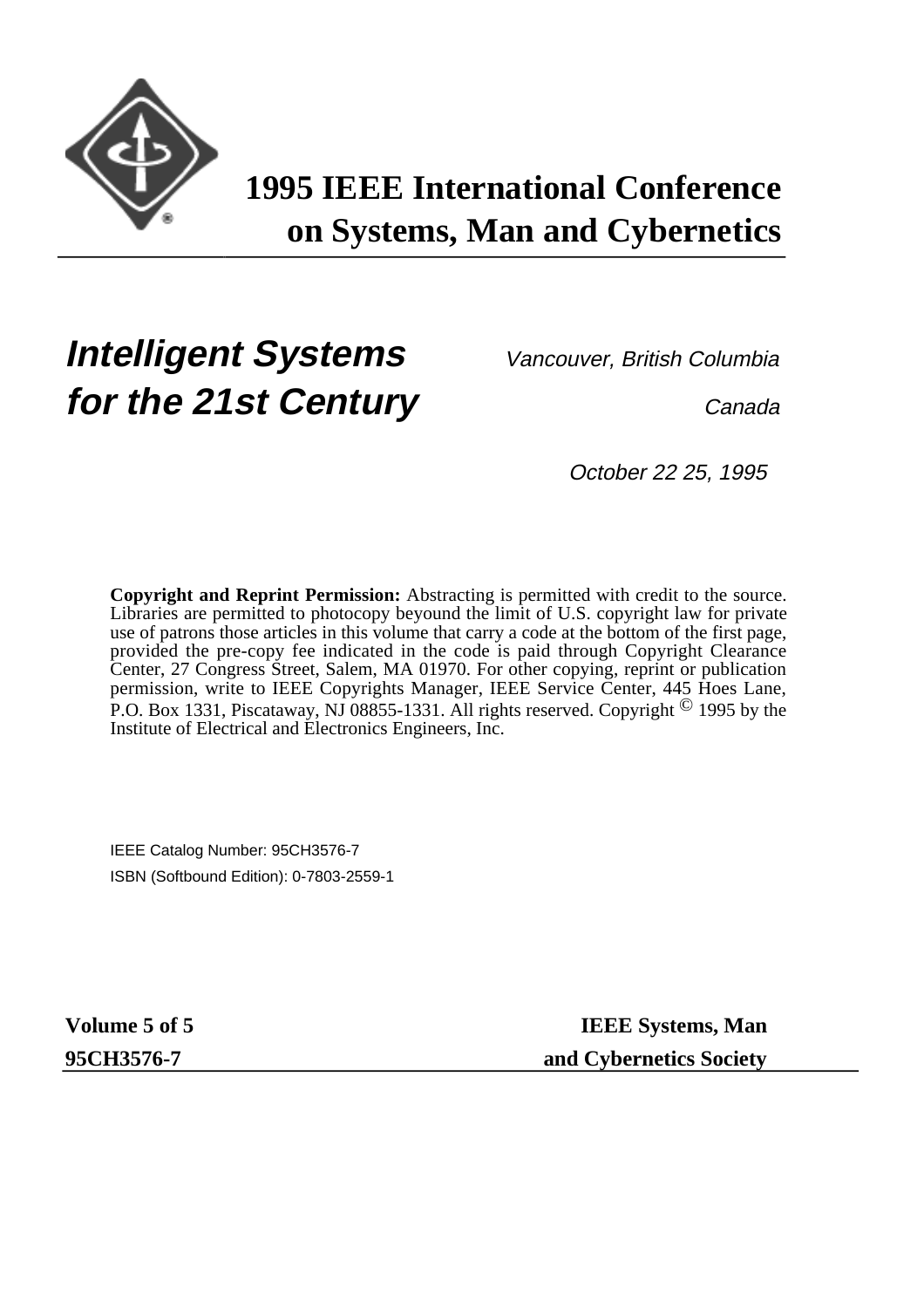# 1995 IEEE International Conference on Systems, Man and Cybernetics

## *Intelligent Systems for the 21st Century*

*Vancouver, British Columbia*

*Canada*

*October 22 25, 1995*

**Copyright and Reprint Permission:** Abstracting is permitted with credit to the source. Libraries are permitted to photocopy beyound the limit of U.S. copyright law for private use of patrons those articles in this volume that carry a code at the bottom of the first page, provided the pre-copy fee indicated in the code is paid through Copyright Clearance Center, 27 Congress Street, Salem, MA 01970. For other copying, reprint or publication permission, write to IEEE Copyrights Manager, IEEE Service Center, 445 Hoes Lane, P.O. Box 1331, Piscataway, NJ 08855-1331. All rights reserved. Copyright © 1995 by the Institute of Electrical and Electronics Engineers, Inc.

IEEE Catalog Number: 95CH3576-7

ISBN (Softbound Edition): 0-7803-2559-1

**Volume 5 of 5**

**95CH3576-7**

**IEEE Systems, Man and Cybernetics Society**